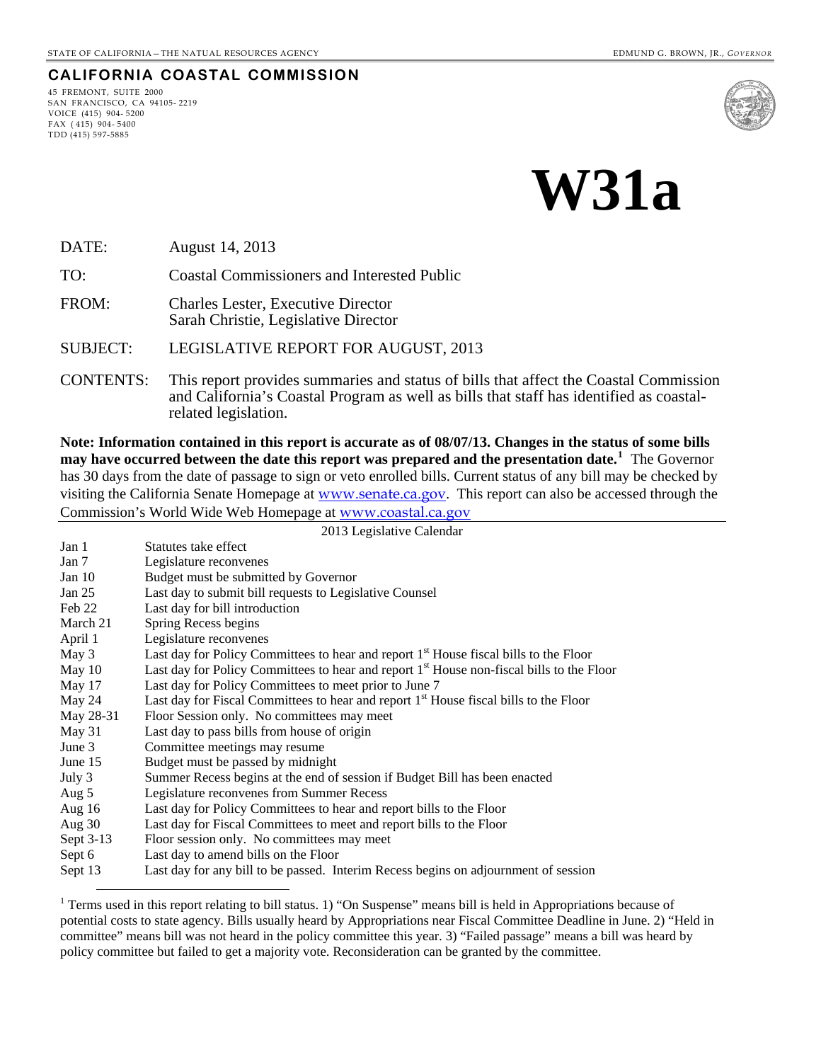STATE OF CALIFORNIA – THE NATURAL RESOURCES AGENCY EDMUND G. BROWN, JR., *GOVERNOR*

## CALIFORNIA COASTAL COMMISSION

45 FREMONT, SUITE 2000
SAN FRANCISCO, CA 94105- 2219
VOICE (415) 904- 5200
FAX ( 415) 904- 5400
TDD (415) 597-5885

# W31a

DATE: August 14, 2013

TO: Coastal Commissioners and Interested Public

FROM: Charles Lester, Executive Director
Sarah Christie, Legislative Director

SUBJECT: LEGISLATIVE REPORT FOR AUGUST, 2013

CONTENTS: This report provides summaries and status of bills that affect the Coastal Commission and California's Coastal Program as well as bills that staff has identified as coastal-related legislation.

**Note: Information contained in this report is accurate as of 08/07/13. Changes in the status of some bills may have occurred between the date this report was prepared and the presentation date.**[1] The Governor has 30 days from the date of passage to sign or veto enrolled bills. Current status of any bill may be checked by visiting the California Senate Homepage at www.senate.ca.gov. This report can also be accessed through the Commission's World Wide Web Homepage at www.coastal.ca.gov

2013 Legislative Calendar

| | |
|---|---|
| Jan 1 | Statutes take effect |
| Jan 7 | Legislature reconvenes |
| Jan 10 | Budget must be submitted by Governor |
| Jan 25 | Last day to submit bill requests to Legislative Counsel |
| Feb 22 | Last day for bill introduction |
| March 21 | Spring Recess begins |
| April 1 | Legislature reconvenes |
| May 3 | Last day for Policy Committees to hear and report 1st House fiscal bills to the Floor |
| May 10 | Last day for Policy Committees to hear and report 1st House non-fiscal bills to the Floor |
| May 17 | Last day for Policy Committees to meet prior to June 7 |
| May 24 | Last day for Fiscal Committees to hear and report 1st House fiscal bills to the Floor |
| May 28-31 | Floor Session only. No committees may meet |
| May 31 | Last day to pass bills from house of origin |
| June 3 | Committee meetings may resume |
| June 15 | Budget must be passed by midnight |
| July 3 | Summer Recess begins at the end of session if Budget Bill has been enacted |
| Aug 5 | Legislature reconvenes from Summer Recess |
| Aug 16 | Last day for Policy Committees to hear and report bills to the Floor |
| Aug 30 | Last day for Fiscal Committees to meet and report bills to the Floor |
| Sept 3-13 | Floor session only. No committees may meet |
| Sept 6 | Last day to amend bills on the Floor |
| Sept 13 | Last day for any bill to be passed. Interim Recess begins on adjournment of session |

[1] Terms used in this report relating to bill status. 1) "On Suspense" means bill is held in Appropriations because of potential costs to state agency. Bills usually heard by Appropriations near Fiscal Committee Deadline in June. 2) "Held in committee" means bill was not heard in the policy committee this year. 3) "Failed passage" means a bill was heard by policy committee but failed to get a majority vote. Reconsideration can be granted by the committee.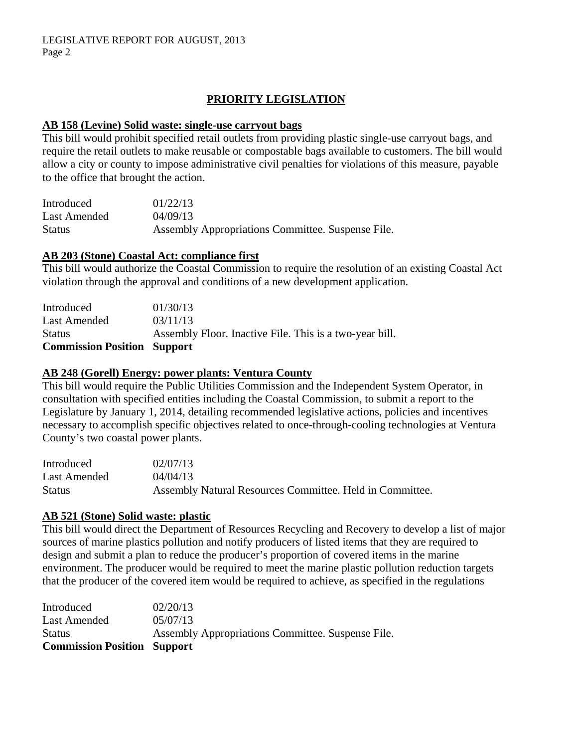## PRIORITY LEGISLATION

### AB 158 (Levine) Solid waste: single-use carryout bags

This bill would prohibit specified retail outlets from providing plastic single-use carryout bags, and require the retail outlets to make reusable or compostable bags available to customers. The bill would allow a city or county to impose administrative civil penalties for violations of this measure, payable to the office that brought the action.

| | |
|---|---|
| Introduced | 01/22/13 |
| Last Amended | 04/09/13 |
| Status | Assembly Appropriations Committee. Suspense File. |

### AB 203 (Stone) Coastal Act: compliance first

This bill would authorize the Coastal Commission to require the resolution of an existing Coastal Act violation through the approval and conditions of a new development application.

| | |
|---|---|
| Introduced | 01/30/13 |
| Last Amended | 03/11/13 |
| Status | Assembly Floor. Inactive File. This is a two-year bill. |
| **Commission Position** | **Support** |

### AB 248 (Gorell) Energy: power plants: Ventura County

This bill would require the Public Utilities Commission and the Independent System Operator, in consultation with specified entities including the Coastal Commission, to submit a report to the Legislature by January 1, 2014, detailing recommended legislative actions, policies and incentives necessary to accomplish specific objectives related to once-through-cooling technologies at Ventura County's two coastal power plants.

| | |
|---|---|
| Introduced | 02/07/13 |
| Last Amended | 04/04/13 |
| Status | Assembly Natural Resources Committee. Held in Committee. |

### AB 521 (Stone) Solid waste: plastic

This bill would direct the Department of Resources Recycling and Recovery to develop a list of major sources of marine plastics pollution and notify producers of listed items that they are required to design and submit a plan to reduce the producer's proportion of covered items in the marine environment. The producer would be required to meet the marine plastic pollution reduction targets that the producer of the covered item would be required to achieve, as specified in the regulations

| | |
|---|---|
| Introduced | 02/20/13 |
| Last Amended | 05/07/13 |
| Status | Assembly Appropriations Committee. Suspense File. |
| **Commission Position** | **Support** |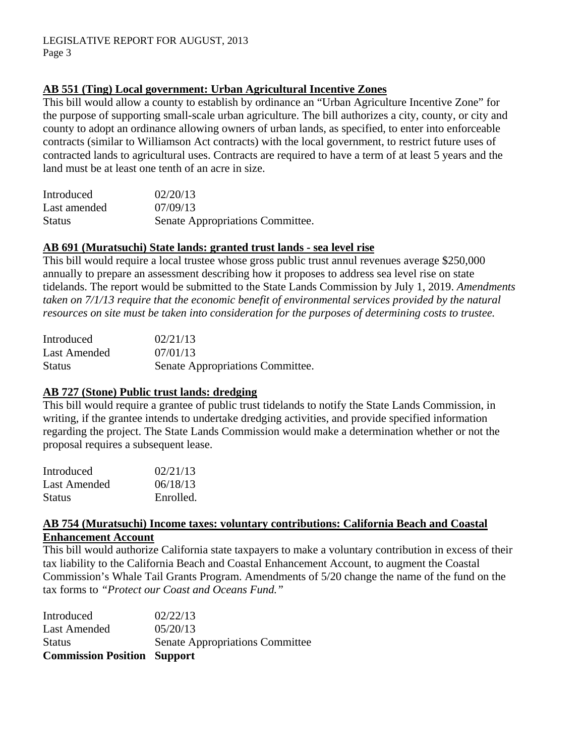**AB 551 (Ting) Local government: Urban Agricultural Incentive Zones**

This bill would allow a county to establish by ordinance an "Urban Agriculture Incentive Zone" for the purpose of supporting small-scale urban agriculture. The bill authorizes a city, county, or city and county to adopt an ordinance allowing owners of urban lands, as specified, to enter into enforceable contracts (similar to Williamson Act contracts) with the local government, to restrict future uses of contracted lands to agricultural uses. Contracts are required to have a term of at least 5 years and the land must be at least one tenth of an acre in size.

| | |
|---|---|
| Introduced | 02/20/13 |
| Last amended | 07/09/13 |
| Status | Senate Appropriations Committee. |

**AB 691 (Muratsuchi) State lands: granted trust lands - sea level rise**

This bill would require a local trustee whose gross public trust annul revenues average $250,000 annually to prepare an assessment describing how it proposes to address sea level rise on state tidelands. The report would be submitted to the State Lands Commission by July 1, 2019. *Amendments taken on 7/1/13 require that the economic benefit of environmental services provided by the natural resources on site must be taken into consideration for the purposes of determining costs to trustee.*

| | |
|---|---|
| Introduced | 02/21/13 |
| Last Amended | 07/01/13 |
| Status | Senate Appropriations Committee. |

**AB 727 (Stone) Public trust lands: dredging**

This bill would require a grantee of public trust tidelands to notify the State Lands Commission, in writing, if the grantee intends to undertake dredging activities, and provide specified information regarding the project. The State Lands Commission would make a determination whether or not the proposal requires a subsequent lease.

| | |
|---|---|
| Introduced | 02/21/13 |
| Last Amended | 06/18/13 |
| Status | Enrolled. |

**AB 754 (Muratsuchi) Income taxes: voluntary contributions: California Beach and Coastal Enhancement Account**

This bill would authorize California state taxpayers to make a voluntary contribution in excess of their tax liability to the California Beach and Coastal Enhancement Account, to augment the Coastal Commission's Whale Tail Grants Program. Amendments of 5/20 change the name of the fund on the tax forms to *"Protect our Coast and Oceans Fund."*

| | |
|---|---|
| Introduced | 02/22/13 |
| Last Amended | 05/20/13 |
| Status | Senate Appropriations Committee |
| **Commission Position** | **Support** |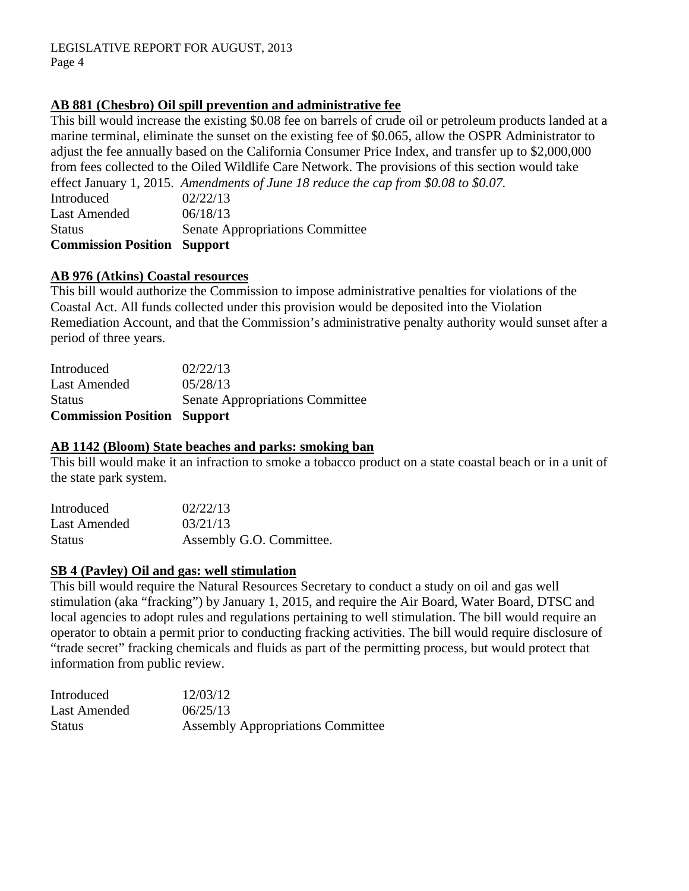**AB 881 (Chesbro) Oil spill prevention and administrative fee**

This bill would increase the existing $0.08 fee on barrels of crude oil or petroleum products landed at a marine terminal, eliminate the sunset on the existing fee of $0.065, allow the OSPR Administrator to adjust the fee annually based on the California Consumer Price Index, and transfer up to $2,000,000 from fees collected to the Oiled Wildlife Care Network. The provisions of this section would take effect January 1, 2015. *Amendments of June 18 reduce the cap from $0.08 to $0.07.*

| | |
|---|---|
| Introduced | 02/22/13 |
| Last Amended | 06/18/13 |
| Status | Senate Appropriations Committee |
| **Commission Position** | **Support** |

**AB 976 (Atkins) Coastal resources**

This bill would authorize the Commission to impose administrative penalties for violations of the Coastal Act. All funds collected under this provision would be deposited into the Violation Remediation Account, and that the Commission's administrative penalty authority would sunset after a period of three years.

| | |
|---|---|
| Introduced | 02/22/13 |
| Last Amended | 05/28/13 |
| Status | Senate Appropriations Committee |
| **Commission Position** | **Support** |

**AB 1142 (Bloom) State beaches and parks: smoking ban**

This bill would make it an infraction to smoke a tobacco product on a state coastal beach or in a unit of the state park system.

| | |
|---|---|
| Introduced | 02/22/13 |
| Last Amended | 03/21/13 |
| Status | Assembly G.O. Committee. |

**SB 4 (Pavley) Oil and gas: well stimulation**

This bill would require the Natural Resources Secretary to conduct a study on oil and gas well stimulation (aka "fracking") by January 1, 2015, and require the Air Board, Water Board, DTSC and local agencies to adopt rules and regulations pertaining to well stimulation. The bill would require an operator to obtain a permit prior to conducting fracking activities. The bill would require disclosure of "trade secret" fracking chemicals and fluids as part of the permitting process, but would protect that information from public review.

| | |
|---|---|
| Introduced | 12/03/12 |
| Last Amended | 06/25/13 |
| Status | Assembly Appropriations Committee |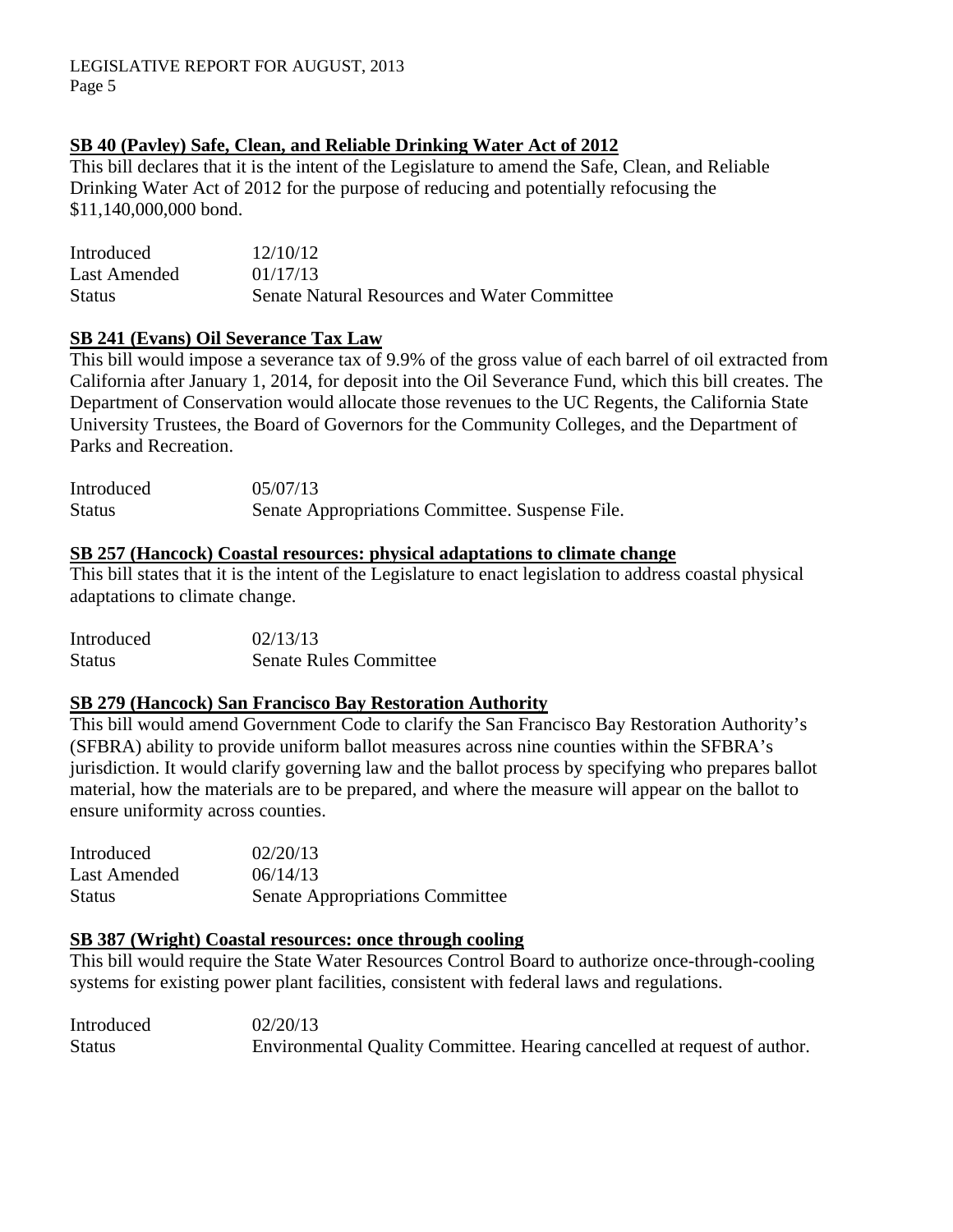**SB 40 (Pavley) Safe, Clean, and Reliable Drinking Water Act of 2012**

This bill declares that it is the intent of the Legislature to amend the Safe, Clean, and Reliable Drinking Water Act of 2012 for the purpose of reducing and potentially refocusing the $11,140,000,000 bond.

| | |
|---|---|
| Introduced | 12/10/12 |
| Last Amended | 01/17/13 |
| Status | Senate Natural Resources and Water Committee |

**SB 241 (Evans) Oil Severance Tax Law**

This bill would impose a severance tax of 9.9% of the gross value of each barrel of oil extracted from California after January 1, 2014, for deposit into the Oil Severance Fund, which this bill creates. The Department of Conservation would allocate those revenues to the UC Regents, the California State University Trustees, the Board of Governors for the Community Colleges, and the Department of Parks and Recreation.

| | |
|---|---|
| Introduced | 05/07/13 |
| Status | Senate Appropriations Committee. Suspense File. |

**SB 257 (Hancock) Coastal resources: physical adaptations to climate change**

This bill states that it is the intent of the Legislature to enact legislation to address coastal physical adaptations to climate change.

| | |
|---|---|
| Introduced | 02/13/13 |
| Status | Senate Rules Committee |

**SB 279 (Hancock) San Francisco Bay Restoration Authority**

This bill would amend Government Code to clarify the San Francisco Bay Restoration Authority's (SFBRA) ability to provide uniform ballot measures across nine counties within the SFBRA's jurisdiction. It would clarify governing law and the ballot process by specifying who prepares ballot material, how the materials are to be prepared, and where the measure will appear on the ballot to ensure uniformity across counties.

| | |
|---|---|
| Introduced | 02/20/13 |
| Last Amended | 06/14/13 |
| Status | Senate Appropriations Committee |

**SB 387 (Wright) Coastal resources: once through cooling**

This bill would require the State Water Resources Control Board to authorize once-through-cooling systems for existing power plant facilities, consistent with federal laws and regulations.

| | |
|---|---|
| Introduced | 02/20/13 |
| Status | Environmental Quality Committee. Hearing cancelled at request of author. |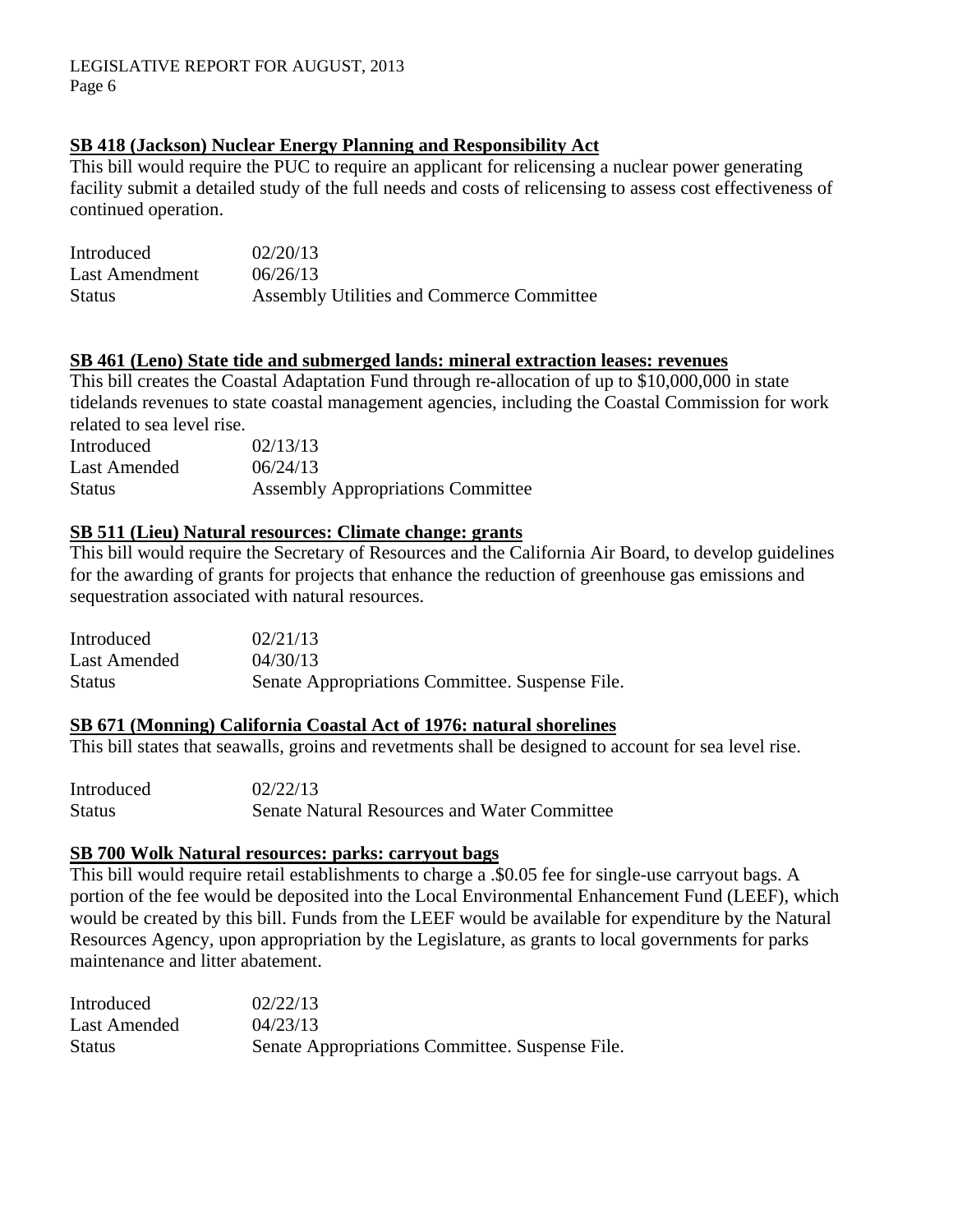**SB 418 (Jackson) Nuclear Energy Planning and Responsibility Act**

This bill would require the PUC to require an applicant for relicensing a nuclear power generating facility submit a detailed study of the full needs and costs of relicensing to assess cost effectiveness of continued operation.

| | |
|---|---|
| Introduced | 02/20/13 |
| Last Amendment | 06/26/13 |
| Status | Assembly Utilities and Commerce Committee |

**SB 461 (Leno) State tide and submerged lands: mineral extraction leases: revenues**

This bill creates the Coastal Adaptation Fund through re-allocation of up to $10,000,000 in state tidelands revenues to state coastal management agencies, including the Coastal Commission for work related to sea level rise.

| | |
|---|---|
| Introduced | 02/13/13 |
| Last Amended | 06/24/13 |
| Status | Assembly Appropriations Committee |

**SB 511 (Lieu) Natural resources: Climate change: grants**

This bill would require the Secretary of Resources and the California Air Board, to develop guidelines for the awarding of grants for projects that enhance the reduction of greenhouse gas emissions and sequestration associated with natural resources.

| | |
|---|---|
| Introduced | 02/21/13 |
| Last Amended | 04/30/13 |
| Status | Senate Appropriations Committee. Suspense File. |

**SB 671 (Monning) California Coastal Act of 1976: natural shorelines**

This bill states that seawalls, groins and revetments shall be designed to account for sea level rise.

| | |
|---|---|
| Introduced | 02/22/13 |
| Status | Senate Natural Resources and Water Committee |

**SB 700 Wolk Natural resources: parks: carryout bags**

This bill would require retail establishments to charge a .$0.05 fee for single-use carryout bags. A portion of the fee would be deposited into the Local Environmental Enhancement Fund (LEEF), which would be created by this bill. Funds from the LEEF would be available for expenditure by the Natural Resources Agency, upon appropriation by the Legislature, as grants to local governments for parks maintenance and litter abatement.

| | |
|---|---|
| Introduced | 02/22/13 |
| Last Amended | 04/23/13 |
| Status | Senate Appropriations Committee. Suspense File. |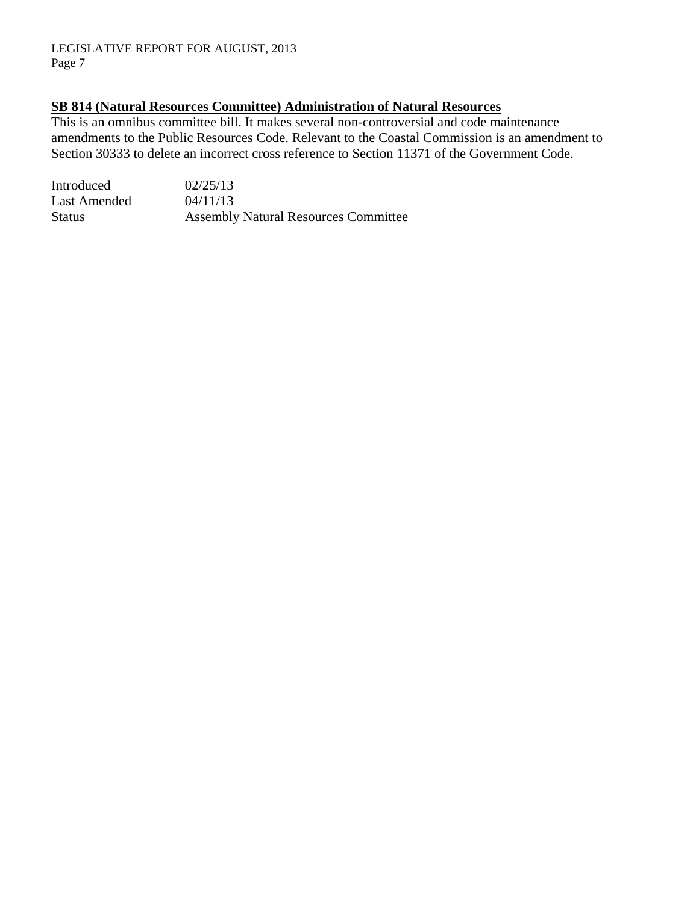**SB 814 (Natural Resources Committee) Administration of Natural Resources**

This is an omnibus committee bill. It makes several non-controversial and code maintenance amendments to the Public Resources Code. Relevant to the Coastal Commission is an amendment to Section 30333 to delete an incorrect cross reference to Section 11371 of the Government Code.

| | |
|---|---|
| Introduced | 02/25/13 |
| Last Amended | 04/11/13 |
| Status | Assembly Natural Resources Committee |